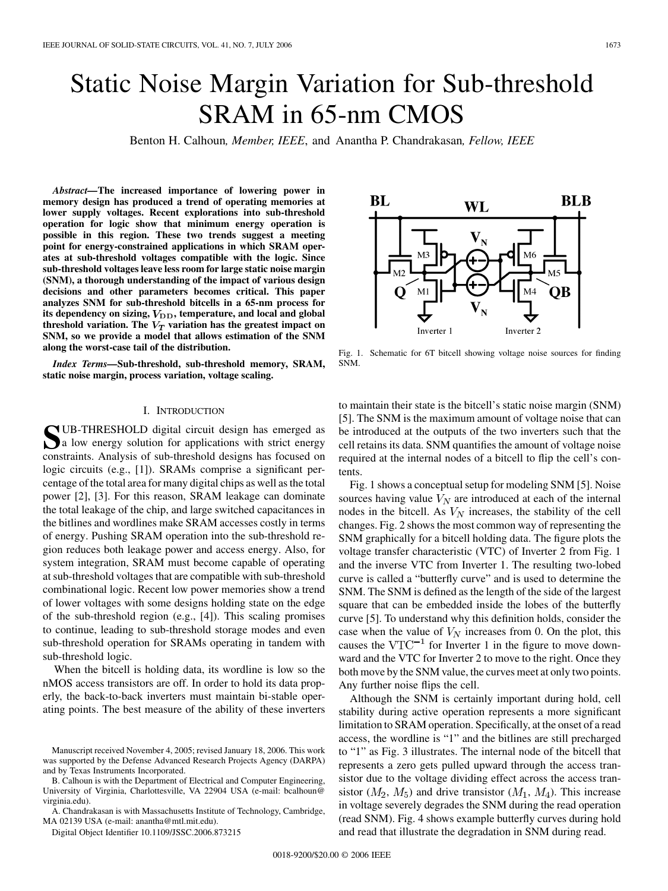# Static Noise Margin Variation for Sub-threshold SRAM in 65-nm CMOS

Benton H. Calhoun, *Member, IEEE*, and Anantha P. Chandrakasan, *Fellow, IEEE*

***Abstract*—The increased importance of lowering power in memory design has produced a trend of operating memories at lower supply voltages. Recent explorations into sub-threshold operation for logic show that minimum energy operation is possible in this region. These two trends suggest a meeting point for energy-constrained applications in which SRAM operates at sub-threshold voltages compatible with the logic. Since sub-threshold voltages leave less room for large static noise margin (SNM), a thorough understanding of the impact of various design decisions and other parameters becomes critical. This paper analyzes SNM for sub-threshold bitcells in a 65-nm process for its dependency on sizing, $V_{DD}$, temperature, and local and global threshold variation. The $V_T$ variation has the greatest impact on SNM, so we provide a model that allows estimation of the SNM along the worst-case tail of the distribution.**

***Index Terms*—Sub-threshold, sub-threshold memory, SRAM, static noise margin, process variation, voltage scaling.**

## I. Introduction

Sub-threshold digital circuit design has emerged as a low energy solution for applications with strict energy constraints. Analysis of sub-threshold designs has focused on logic circuits (e.g., [1]). SRAMs comprise a significant percentage of the total area for many digital chips as well as the total power [2], [3]. For this reason, SRAM leakage can dominate the total leakage of the chip, and large switched capacitances in the bitlines and wordlines make SRAM accesses costly in terms of energy. Pushing SRAM operation into the sub-threshold region reduces both leakage power and access energy. Also, for system integration, SRAM must become capable of operating at sub-threshold voltages that are compatible with sub-threshold combinational logic. Recent low power memories show a trend of lower voltages with some designs holding state on the edge of the sub-threshold region (e.g., [4]). This scaling promises to continue, leading to sub-threshold storage modes and even sub-threshold operation for SRAMs operating in tandem with sub-threshold logic.

When the bitcell is holding data, its wordline is low so the nMOS access transistors are off. In order to hold its data properly, the back-to-back inverters must maintain bi-stable operating points. The best measure of the ability of these inverters to maintain their state is the bitcell's static noise margin (SNM) [5]. The SNM is the maximum amount of voltage noise that can be introduced at the outputs of the two inverters such that the cell retains its data. SNM quantifies the amount of voltage noise required at the internal nodes of a bitcell to flip the cell's contents.

Fig. 1. Schematic for 6T bitcell showing voltage noise sources for finding SNM.

Fig. 1 shows a conceptual setup for modeling SNM [5]. Noise sources having value $V_N$ are introduced at each of the internal nodes in the bitcell. As $V_N$ increases, the stability of the cell changes. Fig. 2 shows the most common way of representing the SNM graphically for a bitcell holding data. The figure plots the voltage transfer characteristic (VTC) of Inverter 2 from Fig. 1 and the inverse VTC from Inverter 1. The resulting two-lobed curve is called a "butterfly curve" and is used to determine the SNM. The SNM is defined as the length of the side of the largest square that can be embedded inside the lobes of the butterfly curve [5]. To understand why this definition holds, consider the case when the value of $V_N$ increases from 0. On the plot, this causes the $\mathrm{VTC}^{-1}$ for Inverter 1 in the figure to move downward and the VTC for Inverter 2 to move to the right. Once they both move by the SNM value, the curves meet at only two points. Any further noise flips the cell.

Although the SNM is certainly important during hold, cell stability during active operation represents a more significant limitation to SRAM operation. Specifically, at the onset of a read access, the wordline is "1" and the bitlines are still precharged to "1" as Fig. 3 illustrates. The internal node of the bitcell that represents a zero gets pulled upward through the access transistor due to the voltage dividing effect across the access transistor ($M_2$, $M_5$) and drive transistor ($M_1$, $M_4$). This increase in voltage severely degrades the SNM during the read operation (read SNM). Fig. 4 shows example butterfly curves during hold and read that illustrate the degradation in SNM during read.

Manuscript received November 4, 2005; revised January 18, 2006. This work was supported by the Defense Advanced Research Projects Agency (DARPA) and by Texas Instruments Incorporated.

B. Calhoun is with the Department of Electrical and Computer Engineering, University of Virginia, Charlottesville, VA 22904 USA (e-mail: bcalhoun@virginia.edu).

A. Chandrakasan is with Massachusetts Institute of Technology, Cambridge, MA 02139 USA (e-mail: anantha@mtl.mit.edu).

Digital Object Identifier 10.1109/JSSC.2006.873215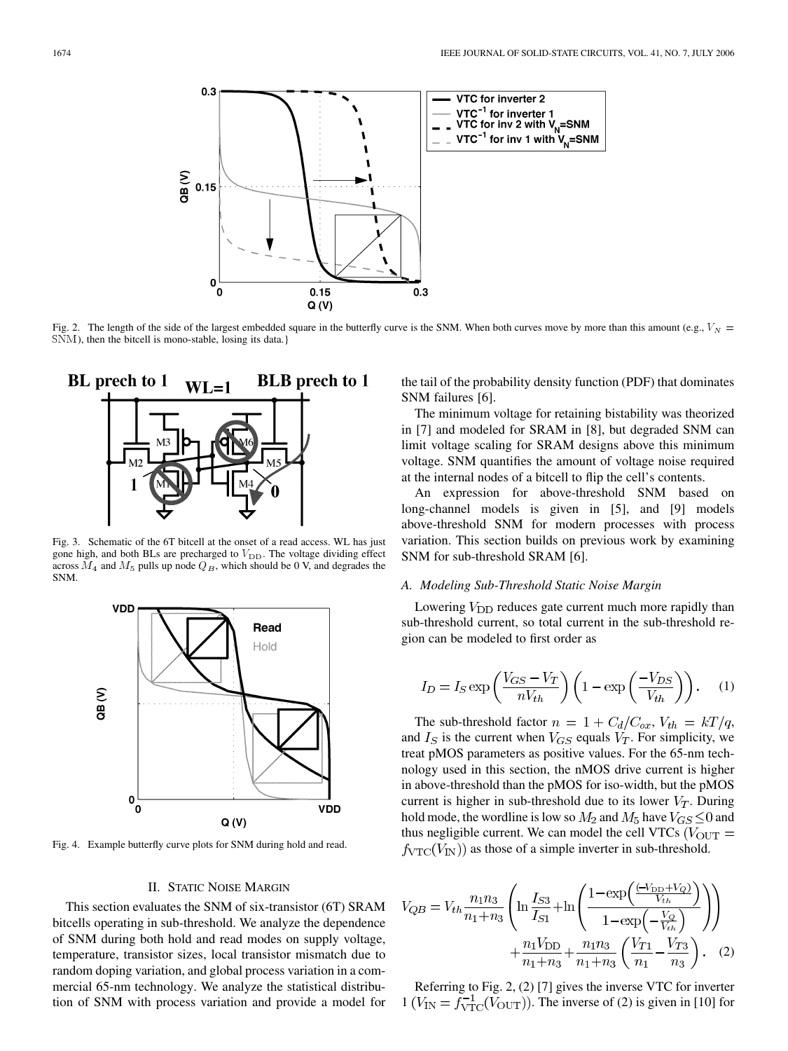Fig. 2. The length of the side of the largest embedded square in the butterfly curve is the SNM. When both curves move by more than this amount (e.g., $V_N = \mathrm{SNM}$), then the bitcell is mono-stable, losing its data.}

Fig. 3. Schematic of the 6T bitcell at the onset of a read access. WL has just gone high, and both BLs are precharged to $V_{\mathrm{DD}}$. The voltage dividing effect across $M_4$ and $M_5$ pulls up node $Q_B$, which should be 0 V, and degrades the SNM.

Fig. 4. Example butterfly curve plots for SNM during hold and read.

## II. Static Noise Margin

This section evaluates the SNM of six-transistor (6T) SRAM bitcells operating in sub-threshold. We analyze the dependence of SNM during both hold and read modes on supply voltage, temperature, transistor sizes, local transistor mismatch due to random doping variation, and global process variation in a commercial 65-nm technology. We analyze the statistical distribution of SNM with process variation and provide a model for the tail of the probability density function (PDF) that dominates SNM failures [6].

The minimum voltage for retaining bistability was theorized in [7] and modeled for SRAM in [8], but degraded SNM can limit voltage scaling for SRAM designs above this minimum voltage. SNM quantifies the amount of voltage noise required at the internal nodes of a bitcell to flip the cell's contents.

An expression for above-threshold SNM based on long-channel models is given in [5], and [9] models above-threshold SNM for modern processes with process variation. This section builds on previous work by examining SNM for sub-threshold SRAM [6].

### A. Modeling Sub-Threshold Static Noise Margin

Lowering $V_{\mathrm{DD}}$ reduces gate current much more rapidly than sub-threshold current, so total current in the sub-threshold region can be modeled to first order as

$$I_D = I_S \exp\left(\frac{V_{GS} - V_T}{nV_{th}}\right)\left(1 - \exp\left(\frac{-V_{DS}}{V_{th}}\right)\right). \quad (1)$$

The sub-threshold factor $n = 1 + C_d/C_{ox}$, $V_{th} = kT/q$, and $I_S$ is the current when $V_{GS}$ equals $V_T$. For simplicity, we treat pMOS parameters as positive values. For the 65-nm technology used in this section, the nMOS drive current is higher in above-threshold than the pMOS for iso-width, but the pMOS current is higher in sub-threshold due to its lower $V_T$. During hold mode, the wordline is low so $M_2$ and $M_5$ have $V_{GS} \leq 0$ and thus negligible current. We can model the cell VTCs ($V_{\mathrm{OUT}} = f_{\mathrm{VTC}}(V_{\mathrm{IN}})$) as those of a simple inverter in sub-threshold.

$$V_{QB} = V_{th}\frac{n_1 n_3}{n_1+n_3}\left(\ln\frac{I_{S3}}{I_{S1}} + \ln\left(\frac{1-\exp\left(\frac{(-V_{\mathrm{DD}}+V_Q)}{V_{th}}\right)}{1-\exp\left(-\frac{V_Q}{V_{th}}\right)}\right)\right) + \frac{n_1 V_{\mathrm{DD}}}{n_1+n_3} + \frac{n_1 n_3}{n_1+n_3}\left(\frac{V_{T1}}{n_1} - \frac{V_{T3}}{n_3}\right). \quad (2)$$

Referring to Fig. 2, (2) [7] gives the inverse VTC for inverter 1 ($V_{\mathrm{IN}} = f_{\mathrm{VTC}}^{-1}(V_{\mathrm{OUT}})$). The inverse of (2) is given in [10] for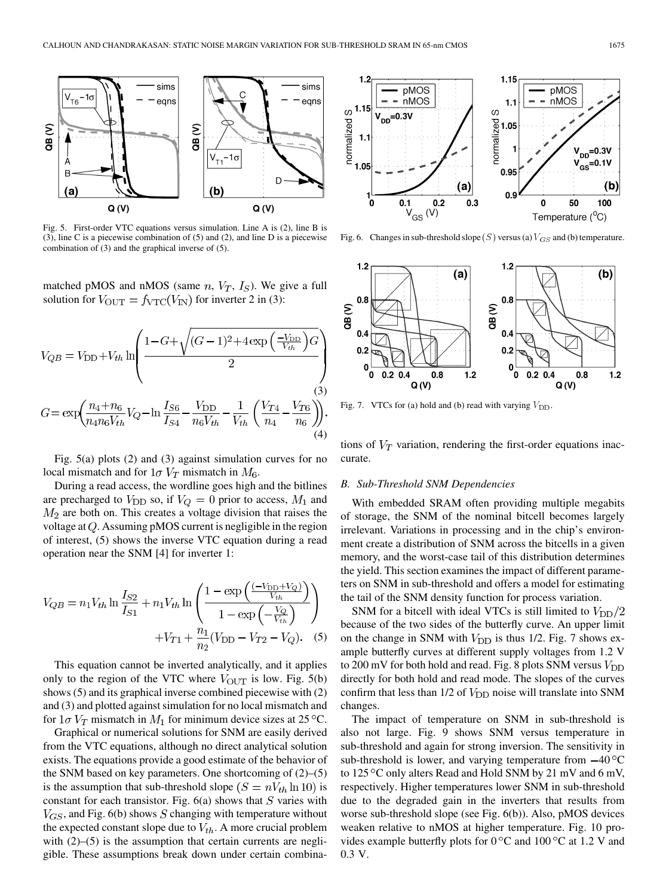Fig. 5. First-order VTC equations versus simulation. Line A is (2), line B is (3), line C is a piecewise combination of (5) and (2), and line D is a piecewise combination of (3) and the graphical inverse of (5).

Fig. 6. Changes in sub-threshold slope ($S$) versus (a) $V_{GS}$ and (b) temperature.

Fig. 7. VTCs for (a) hold and (b) read with varying $V_{\rm DD}$.

matched pMOS and nMOS (same $n$, $V_T$, $I_S$). We give a full solution for $V_{\rm OUT} = f_{\rm VTC}(V_{\rm IN})$ for inverter 2 in (3):

$$V_{QB} = V_{\rm DD} + V_{th} \ln\left(\frac{1-G+\sqrt{(G-1)^2+4\exp\left(\frac{-V_{\rm DD}}{V_{th}}\right)G}}{2}\right) \tag{3}$$

$$G = \exp\left(\frac{n_4+n_6}{n_4 n_6 V_{th}} V_Q - \ln\frac{I_{S6}}{I_{S4}} - \frac{V_{\rm DD}}{n_6 V_{th}} - \frac{1}{V_{th}}\left(\frac{V_{T4}}{n_4} - \frac{V_{T6}}{n_6}\right)\right). \tag{4}$$

Fig. 5(a) plots (2) and (3) against simulation curves for no local mismatch and for $1\sigma$ $V_T$ mismatch in $M_6$.

During a read access, the wordline goes high and the bitlines are precharged to $V_{\rm DD}$ so, if $V_Q = 0$ prior to access, $M_1$ and $M_2$ are both on. This creates a voltage division that raises the voltage at $Q$. Assuming pMOS current is negligible in the region of interest, (5) shows the inverse VTC equation during a read operation near the SNM [4] for inverter 1:

$$V_{QB} = n_1 V_{th} \ln\frac{I_{S2}}{I_{S1}} + n_1 V_{th} \ln\left(\frac{1-\exp\left(\frac{(-V_{\rm DD}+V_Q)}{V_{th}}\right)}{1-\exp\left(-\frac{V_Q}{V_{th}}\right)}\right) + V_{T1} + \frac{n_1}{n_2}(V_{\rm DD} - V_{T2} - V_Q). \tag{5}$$

This equation cannot be inverted analytically, and it applies only to the region of the VTC where $V_{\rm OUT}$ is low. Fig. 5(b) shows (5) and its graphical inverse combined piecewise with (2) and (3) and plotted against simulation for no local mismatch and for $1\sigma$ $V_T$ mismatch in $M_1$ for minimum device sizes at 25 °C.

Graphical or numerical solutions for SNM are easily derived from the VTC equations, although no direct analytical solution exists. The equations provide a good estimate of the behavior of the SNM based on key parameters. One shortcoming of (2)–(5) is the assumption that sub-threshold slope ($S = nV_{th} \ln 10$) is constant for each transistor. Fig. 6(a) shows that $S$ varies with $V_{GS}$, and Fig. 6(b) shows $S$ changing with temperature without the expected constant slope due to $V_{th}$. A more crucial problem with (2)–(5) is the assumption that certain currents are negligible. These assumptions break down under certain combinations of $V_T$ variation, rendering the first-order equations inaccurate.

### B. Sub-Threshold SNM Dependencies

With embedded SRAM often providing multiple megabits of storage, the SNM of the nominal bitcell becomes largely irrelevant. Variations in processing and in the chip's environment create a distribution of SNM across the bitcells in a given memory, and the worst-case tail of this distribution determines the yield. This section examines the impact of different parameters on SNM in sub-threshold and offers a model for estimating the tail of the SNM density function for process variation.

SNM for a bitcell with ideal VTCs is still limited to $V_{\rm DD}/2$ because of the two sides of the butterfly curve. An upper limit on the change in SNM with $V_{\rm DD}$ is thus 1/2. Fig. 7 shows example butterfly curves at different supply voltages from 1.2 V to 200 mV for both hold and read. Fig. 8 plots SNM versus $V_{\rm DD}$ directly for both hold and read mode. The slopes of the curves confirm that less than 1/2 of $V_{\rm DD}$ noise will translate into SNM changes.

The impact of temperature on SNM in sub-threshold is also not large. Fig. 9 shows SNM versus temperature in sub-threshold and again for strong inversion. The sensitivity in sub-threshold is lower, and varying temperature from −40 °C to 125 °C only alters Read and Hold SNM by 21 mV and 6 mV, respectively. Higher temperatures lower SNM in sub-threshold due to the degraded gain in the inverters that results from worse sub-threshold slope (see Fig. 6(b)). Also, pMOS devices weaken relative to nMOS at higher temperature. Fig. 10 provides example butterfly plots for 0 °C and 100 °C at 1.2 V and 0.3 V.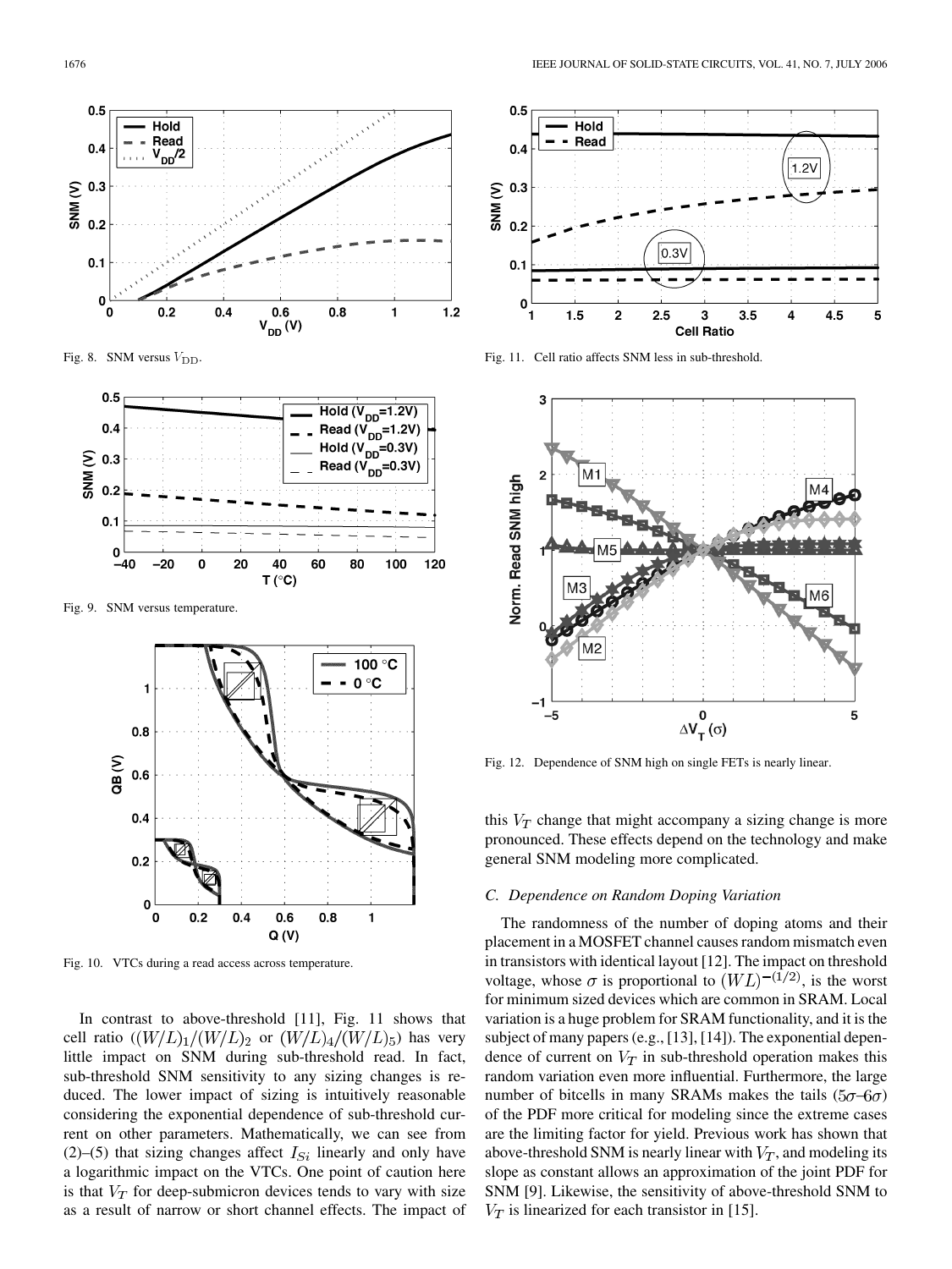Fig. 8. SNM versus $V_{DD}$.

Fig. 9. SNM versus temperature.

Fig. 10. VTCs during a read access across temperature.

In contrast to above-threshold [11], Fig. 11 shows that cell ratio $((W/L)_1/(W/L)_2$ or $(W/L)_4/(W/L)_5)$ has very little impact on SNM during sub-threshold read. In fact, sub-threshold SNM sensitivity to any sizing changes is reduced. The lower impact of sizing is intuitively reasonable considering the exponential dependence of sub-threshold current on other parameters. Mathematically, we can see from (2)–(5) that sizing changes affect $I_{Si}$ linearly and only have a logarithmic impact on the VTCs. One point of caution here is that $V_T$ for deep-submicron devices tends to vary with size as a result of narrow or short channel effects. The impact of this $V_T$ change that might accompany a sizing change is more pronounced. These effects depend on the technology and make general SNM modeling more complicated.

Fig. 11. Cell ratio affects SNM less in sub-threshold.

Fig. 12. Dependence of SNM high on single FETs is nearly linear.

### C. Dependence on Random Doping Variation

The randomness of the number of doping atoms and their placement in a MOSFET channel causes random mismatch even in transistors with identical layout [12]. The impact on threshold voltage, whose $\sigma$ is proportional to $(WL)^{-(1/2)}$, is the worst for minimum sized devices which are common in SRAM. Local variation is a huge problem for SRAM functionality, and it is the subject of many papers (e.g., [13], [14]). The exponential dependence of current on $V_T$ in sub-threshold operation makes this random variation even more influential. Furthermore, the large number of bitcells in many SRAMs makes the tails ($5\sigma$–$6\sigma$) of the PDF more critical for modeling since the extreme cases are the limiting factor for yield. Previous work has shown that above-threshold SNM is nearly linear with $V_T$, and modeling its slope as constant allows an approximation of the joint PDF for SNM [9]. Likewise, the sensitivity of above-threshold SNM to $V_T$ is linearized for each transistor in [15].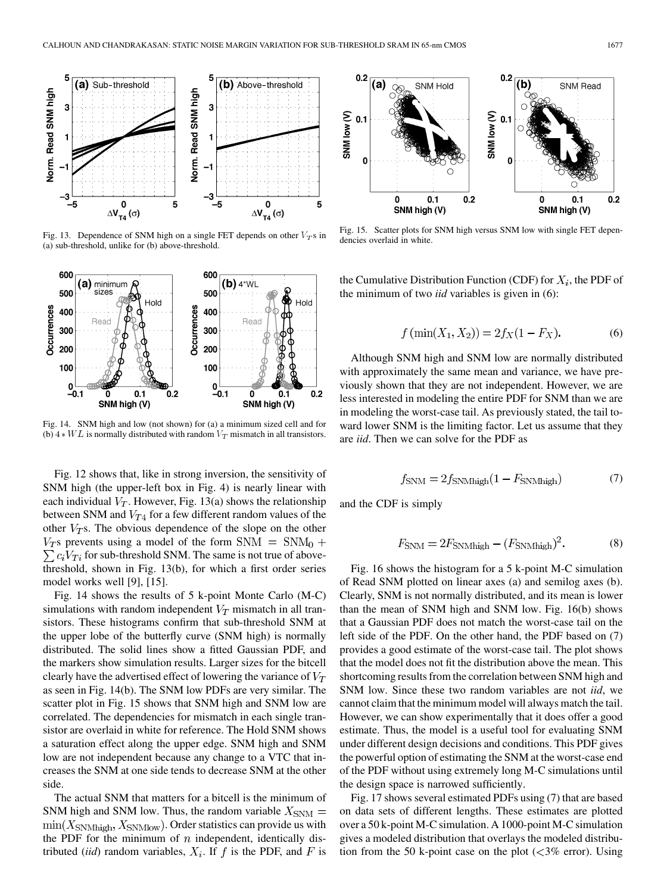Fig. 13. Dependence of SNM high on a single FET depends on other $V_T$s in (a) sub-threshold, unlike for (b) above-threshold.

Fig. 14. SNM high and low (not shown) for (a) a minimum sized cell and for (b) $4 * WL$ is normally distributed with random $V_T$ mismatch in all transistors.

Fig. 12 shows that, like in strong inversion, the sensitivity of SNM high (the upper-left box in Fig. 4) is nearly linear with each individual $V_T$. However, Fig. 13(a) shows the relationship between SNM and $V_{T4}$ for a few different random values of the other $V_T$s. The obvious dependence of the slope on the other $V_T$s prevents using a model of the form $\mathrm{SNM} = \mathrm{SNM}_0 + \sum c_i V_{Ti}$ for sub-threshold SNM. The same is not true of above-threshold, shown in Fig. 13(b), for which a first order series model works well [9], [15].

Fig. 14 shows the results of 5 k-point Monte Carlo (M-C) simulations with random independent $V_T$ mismatch in all transistors. These histograms confirm that sub-threshold SNM at the upper lobe of the butterfly curve (SNM high) is normally distributed. The solid lines show a fitted Gaussian PDF, and the markers show simulation results. Larger sizes for the bitcell clearly have the advertised effect of lowering the variance of $V_T$ as seen in Fig. 14(b). The SNM low PDFs are very similar. The scatter plot in Fig. 15 shows that SNM high and SNM low are correlated. The dependencies for mismatch in each single transistor are overlaid in white for reference. The Hold SNM shows a saturation effect along the upper edge. SNM high and SNM low are not independent because any change to a VTC that increases the SNM at one side tends to decrease SNM at the other side.

The actual SNM that matters for a bitcell is the minimum of SNM high and SNM low. Thus, the random variable $X_{\mathrm{SNM}} = \min(X_{\mathrm{SNMhigh}}, X_{\mathrm{SNMlow}})$. Order statistics can provide us with the PDF for the minimum of $n$ independent, identically distributed (*iid*) random variables, $X_i$. If $f$ is the PDF, and $F$ is the Cumulative Distribution Function (CDF) for $X_i$, the PDF of the minimum of two *iid* variables is given in (6):

Fig. 15. Scatter plots for SNM high versus SNM low with single FET dependencies overlaid in white.

$$f\left(\min(X_1, X_2)\right) = 2f_X(1 - F_X). \tag{6}$$

Although SNM high and SNM low are normally distributed with approximately the same mean and variance, we have previously shown that they are not independent. However, we are less interested in modeling the entire PDF for SNM than we are in modeling the worst-case tail. As previously stated, the tail toward lower SNM is the limiting factor. Let us assume that they are *iid*. Then we can solve for the PDF as

$$f_{\mathrm{SNM}} = 2f_{\mathrm{SNMhigh}}(1 - F_{\mathrm{SNMhigh}}) \tag{7}$$

and the CDF is simply

$$F_{\mathrm{SNM}} = 2F_{\mathrm{SNMhigh}} - (F_{\mathrm{SNMhigh}})^2. \tag{8}$$

Fig. 16 shows the histogram for a 5 k-point M-C simulation of Read SNM plotted on linear axes (a) and semilog axes (b). Clearly, SNM is not normally distributed, and its mean is lower than the mean of SNM high and SNM low. Fig. 16(b) shows that a Gaussian PDF does not match the worst-case tail on the left side of the PDF. On the other hand, the PDF based on (7) provides a good estimate of the worst-case tail. The plot shows that the model does not fit the distribution above the mean. This shortcoming results from the correlation between SNM high and SNM low. Since these two random variables are not *iid*, we cannot claim that the minimum model will always match the tail. However, we can show experimentally that it does offer a good estimate. Thus, the model is a useful tool for evaluating SNM under different design decisions and conditions. This PDF gives the powerful option of estimating the SNM at the worst-case end of the PDF without using extremely long M-C simulations until the design space is narrowed sufficiently.

Fig. 17 shows several estimated PDFs using (7) that are based on data sets of different lengths. These estimates are plotted over a 50 k-point M-C simulation. A 1000-point M-C simulation gives a modeled distribution that overlays the modeled distribution from the 50 k-point case on the plot (<3% error). Using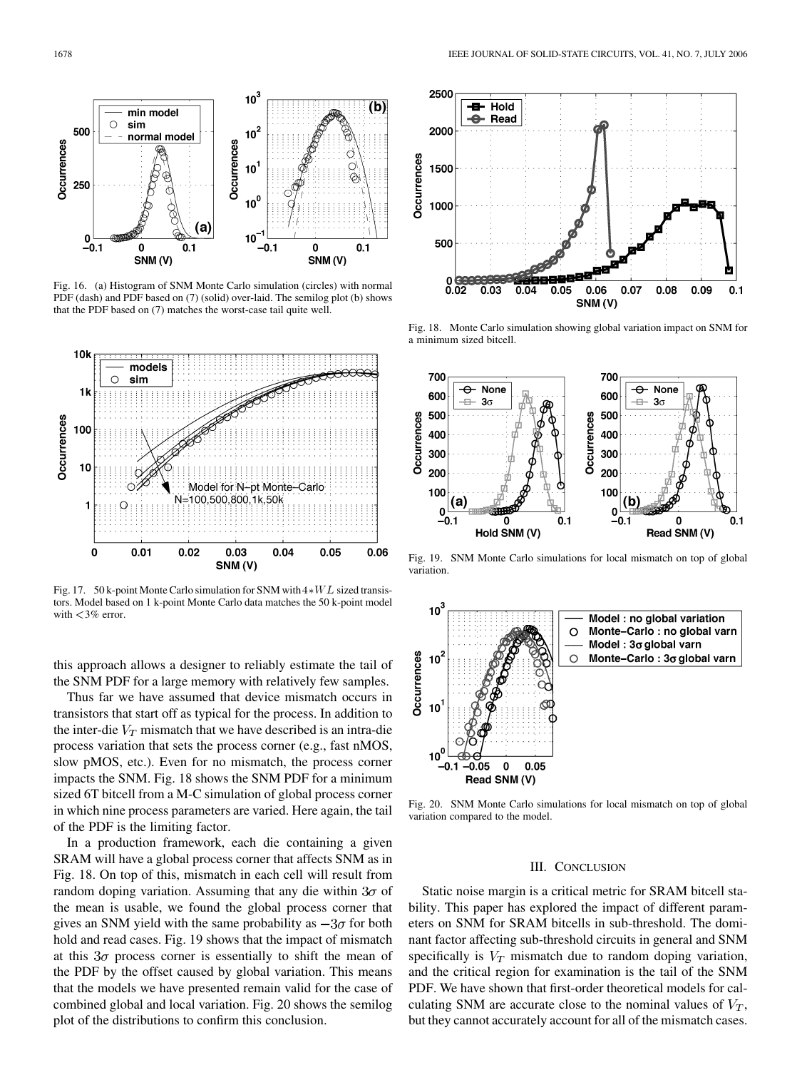Fig. 16. (a) Histogram of SNM Monte Carlo simulation (circles) with normal PDF (dash) and PDF based on (7) (solid) over-laid. The semilog plot (b) shows that the PDF based on (7) matches the worst-case tail quite well.

Fig. 17. 50 k-point Monte Carlo simulation for SNM with $4*WL$ sized transistors. Model based on 1 k-point Monte Carlo data matches the 50 k-point model with <3% error.

this approach allows a designer to reliably estimate the tail of the SNM PDF for a large memory with relatively few samples.

Thus far we have assumed that device mismatch occurs in transistors that start off as typical for the process. In addition to the inter-die $V_T$ mismatch that we have described is an intra-die process variation that sets the process corner (e.g., fast nMOS, slow pMOS, etc.). Even for no mismatch, the process corner impacts the SNM. Fig. 18 shows the SNM PDF for a minimum sized 6T bitcell from a M-C simulation of global process corner in which nine process parameters are varied. Here again, the tail of the PDF is the limiting factor.

In a production framework, each die containing a given SRAM will have a global process corner that affects SNM as in Fig. 18. On top of this, mismatch in each cell will result from random doping variation. Assuming that any die within $3\sigma$ of the mean is usable, we found the global process corner that gives an SNM yield with the same probability as $-3\sigma$ for both hold and read cases. Fig. 19 shows that the impact of mismatch at this $3\sigma$ process corner is essentially to shift the mean of the PDF by the offset caused by global variation. This means that the models we have presented remain valid for the case of combined global and local variation. Fig. 20 shows the semilog plot of the distributions to confirm this conclusion.

Fig. 18. Monte Carlo simulation showing global variation impact on SNM for a minimum sized bitcell.

Fig. 19. SNM Monte Carlo simulations for local mismatch on top of global variation.

Fig. 20. SNM Monte Carlo simulations for local mismatch on top of global variation compared to the model.

## III. Conclusion

Static noise margin is a critical metric for SRAM bitcell stability. This paper has explored the impact of different parameters on SNM for SRAM bitcells in sub-threshold. The dominant factor affecting sub-threshold circuits in general and SNM specifically is $V_T$ mismatch due to random doping variation, and the critical region for examination is the tail of the SNM PDF. We have shown that first-order theoretical models for calculating SNM are accurate close to the nominal values of $V_T$, but they cannot accurately account for all of the mismatch cases.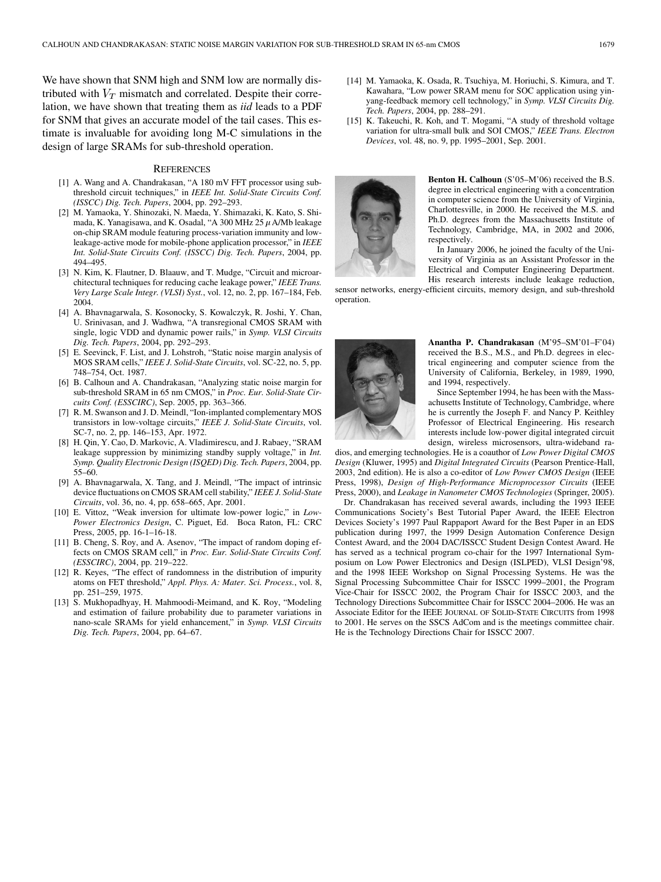We have shown that SNM high and SNM low are normally distributed with $V_T$ mismatch and correlated. Despite their correlation, we have shown that treating them as *iid* leads to a PDF for SNM that gives an accurate model of the tail cases. This estimate is invaluable for avoiding long M-C simulations in the design of large SRAMs for sub-threshold operation.

## References

[1] A. Wang and A. Chandrakasan, "A 180 mV FFT processor using subthreshold circuit techniques," in *IEEE Int. Solid-State Circuits Conf. (ISSCC) Dig. Tech. Papers*, 2004, pp. 292–293.

[2] M. Yamaoka, Y. Shinozaki, N. Maeda, Y. Shimazaki, K. Kato, S. Shimada, K. Yanagisawa, and K. Osadal, "A 300 MHz 25 $\mu$A/Mb leakage on-chip SRAM module featuring process-variation immunity and low-leakage-active mode for mobile-phone application processor," in *IEEE Int. Solid-State Circuits Conf. (ISSCC) Dig. Tech. Papers*, 2004, pp. 494–495.

[3] N. Kim, K. Flautner, D. Blaauw, and T. Mudge, "Circuit and microarchitectural techniques for reducing cache leakage power," *IEEE Trans. Very Large Scale Integr. (VLSI) Syst.*, vol. 12, no. 2, pp. 167–184, Feb. 2004.

[4] A. Bhavnagarwala, S. Kosonocky, S. Kowalczyk, R. Joshi, Y. Chan, U. Srinivasan, and J. Wadhwa, "A transregional CMOS SRAM with single, logic VDD and dynamic power rails," in *Symp. VLSI Circuits Dig. Tech. Papers*, 2004, pp. 292–293.

[5] E. Seevinck, F. List, and J. Lohstroh, "Static noise margin analysis of MOS SRAM cells," *IEEE J. Solid-State Circuits*, vol. SC-22, no. 5, pp. 748–754, Oct. 1987.

[6] B. Calhoun and A. Chandrakasan, "Analyzing static noise margin for sub-threshold SRAM in 65 nm CMOS," in *Proc. Eur. Solid-State Circuits Conf. (ESSCIRC)*, Sep. 2005, pp. 363–366.

[7] R. M. Swanson and J. D. Meindl, "Ion-implanted complementary MOS transistors in low-voltage circuits," *IEEE J. Solid-State Circuits*, vol. SC-7, no. 2, pp. 146–153, Apr. 1972.

[8] H. Qin, Y. Cao, D. Markovic, A. Vladimirescu, and J. Rabaey, "SRAM leakage suppression by minimizing standby supply voltage," in *Int. Symp. Quality Electronic Design (ISQED) Dig. Tech. Papers*, 2004, pp. 55–60.

[9] A. Bhavnagarwala, X. Tang, and J. Meindl, "The impact of intrinsic device fluctuations on CMOS SRAM cell stability," *IEEE J. Solid-State Circuits*, vol. 36, no. 4, pp. 658–665, Apr. 2001.

[10] E. Vittoz, "Weak inversion for ultimate low-power logic," in *Low-Power Electronics Design*, C. Piguet, Ed. Boca Raton, FL: CRC Press, 2005, pp. 16-1–16-18.

[11] B. Cheng, S. Roy, and A. Asenov, "The impact of random doping effects on CMOS SRAM cell," in *Proc. Eur. Solid-State Circuits Conf. (ESSCIRC)*, 2004, pp. 219–222.

[12] R. Keyes, "The effect of randomness in the distribution of impurity atoms on FET threshold," *Appl. Phys. A: Mater. Sci. Process.*, vol. 8, pp. 251–259, 1975.

[13] S. Mukhopadhyay, H. Mahmoodi-Meimand, and K. Roy, "Modeling and estimation of failure probability due to parameter variations in nano-scale SRAMs for yield enhancement," in *Symp. VLSI Circuits Dig. Tech. Papers*, 2004, pp. 64–67.

[14] M. Yamaoka, K. Osada, R. Tsuchiya, M. Horiuchi, S. Kimura, and T. Kawahara, "Low power SRAM menu for SOC application using yin-yang-feedback memory cell technology," in *Symp. VLSI Circuits Dig. Tech. Papers*, 2004, pp. 288–291.

[15] K. Takeuchi, R. Koh, and T. Mogami, "A study of threshold voltage variation for ultra-small bulk and SOI CMOS," *IEEE Trans. Electron Devices*, vol. 48, no. 9, pp. 1995–2001, Sep. 2001.

**Benton H. Calhoun** (S'05–M'06) received the B.S. degree in electrical engineering with a concentration in computer science from the University of Virginia, Charlottesville, in 2000. He received the M.S. and Ph.D. degrees from the Massachusetts Institute of Technology, Cambridge, MA, in 2002 and 2006, respectively.

In January 2006, he joined the faculty of the University of Virginia as an Assistant Professor in the Electrical and Computer Engineering Department. His research interests include leakage reduction, sensor networks, energy-efficient circuits, memory design, and sub-threshold operation.

**Anantha P. Chandrakasan** (M'95–SM'01–F'04) received the B.S., M.S., and Ph.D. degrees in electrical engineering and computer science from the University of California, Berkeley, in 1989, 1990, and 1994, respectively.

Since September 1994, he has been with the Massachusetts Institute of Technology, Cambridge, where he is currently the Joseph F. and Nancy P. Keithley Professor of Electrical Engineering. His research interests include low-power digital integrated circuit design, wireless microsensors, ultra-wideband radios, and emerging technologies. He is a coauthor of *Low Power Digital CMOS Design* (Kluwer, 1995) and *Digital Integrated Circuits* (Pearson Prentice-Hall, 2003, 2nd edition). He is also a co-editor of *Low Power CMOS Design* (IEEE Press, 1998), *Design of High-Performance Microprocessor Circuits* (IEEE Press, 2000), and *Leakage in Nanometer CMOS Technologies* (Springer, 2005).

Dr. Chandrakasan has received several awards, including the 1993 IEEE Communications Society's Best Tutorial Paper Award, the IEEE Electron Devices Society's 1997 Paul Rappaport Award for the Best Paper in an EDS publication during 1997, the 1999 Design Automation Conference Design Contest Award, and the 2004 DAC/ISSCC Student Design Contest Award. He has served as a technical program co-chair for the 1997 International Symposium on Low Power Electronics and Design (ISLPED), VLSI Design'98, and the 1998 IEEE Workshop on Signal Processing Systems. He was the Signal Processing Subcommittee Chair for ISSCC 1999–2001, the Program Vice-Chair for ISSCC 2002, the Program Chair for ISSCC 2003, and the Technology Directions Subcommittee Chair for ISSCC 2004–2006. He was an Associate Editor for the IEEE JOURNAL OF SOLID-STATE CIRCUITS from 1998 to 2001. He serves on the SSCS AdCom and is the meetings committee chair. He is the Technology Directions Chair for ISSCC 2007.